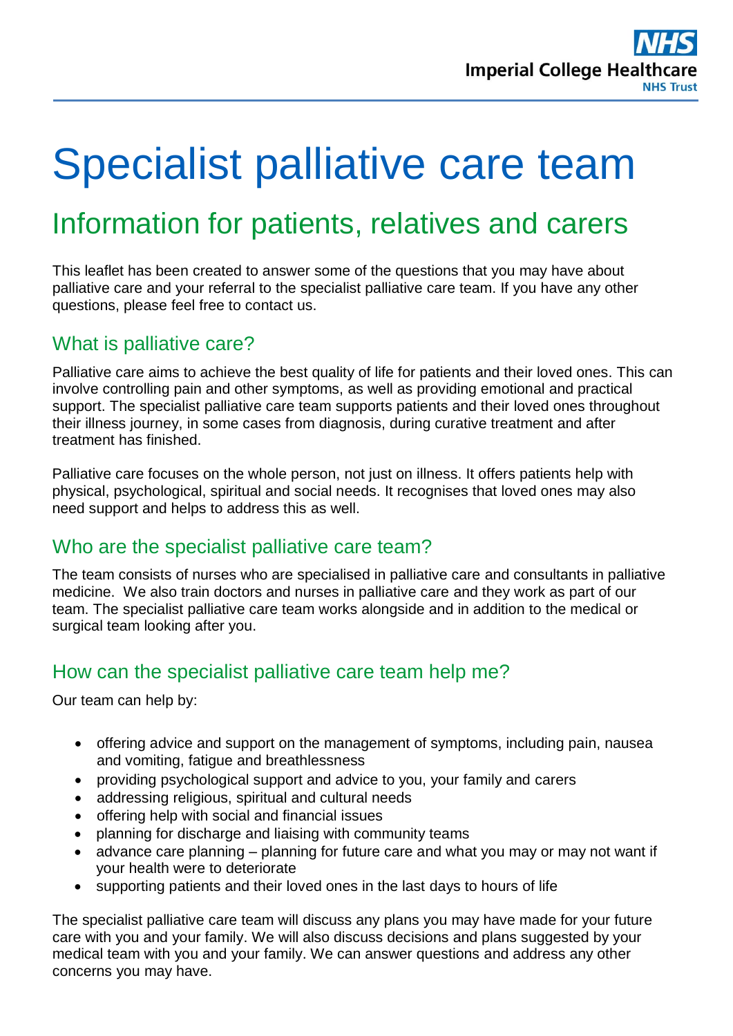# Specialist palliative care team

## Information for patients, relatives and carers

This leaflet has been created to answer some of the questions that you may have about palliative care and your referral to the specialist palliative care team. If you have any other questions, please feel free to contact us.

### What is palliative care?

Palliative care aims to achieve the best quality of life for patients and their loved ones. This can involve controlling pain and other symptoms, as well as providing emotional and practical support. The specialist palliative care team supports patients and their loved ones throughout their illness journey, in some cases from diagnosis, during curative treatment and after treatment has finished.

Palliative care focuses on the whole person, not just on illness. It offers patients help with physical, psychological, spiritual and social needs. It recognises that loved ones may also need support and helps to address this as well.

### Who are the specialist palliative care team?

The team consists of nurses who are specialised in palliative care and consultants in palliative medicine. We also train doctors and nurses in palliative care and they work as part of our team. The specialist palliative care team works alongside and in addition to the medical or surgical team looking after you.

### How can the specialist palliative care team help me?

Our team can help by:

- offering advice and support on the management of symptoms, including pain, nausea and vomiting, fatigue and breathlessness
- providing psychological support and advice to you, your family and carers
- addressing religious, spiritual and cultural needs
- offering help with social and financial issues
- planning for discharge and liaising with community teams
- advance care planning – planning for future care and what you may or may not want if your health were to deteriorate
- supporting patients and their loved ones in the last days to hours of life

The specialist palliative care team will discuss any plans you may have made for your future care with you and your family. We will also discuss decisions and plans suggested by your medical team with you and your family. We can answer questions and address any other concerns you may have.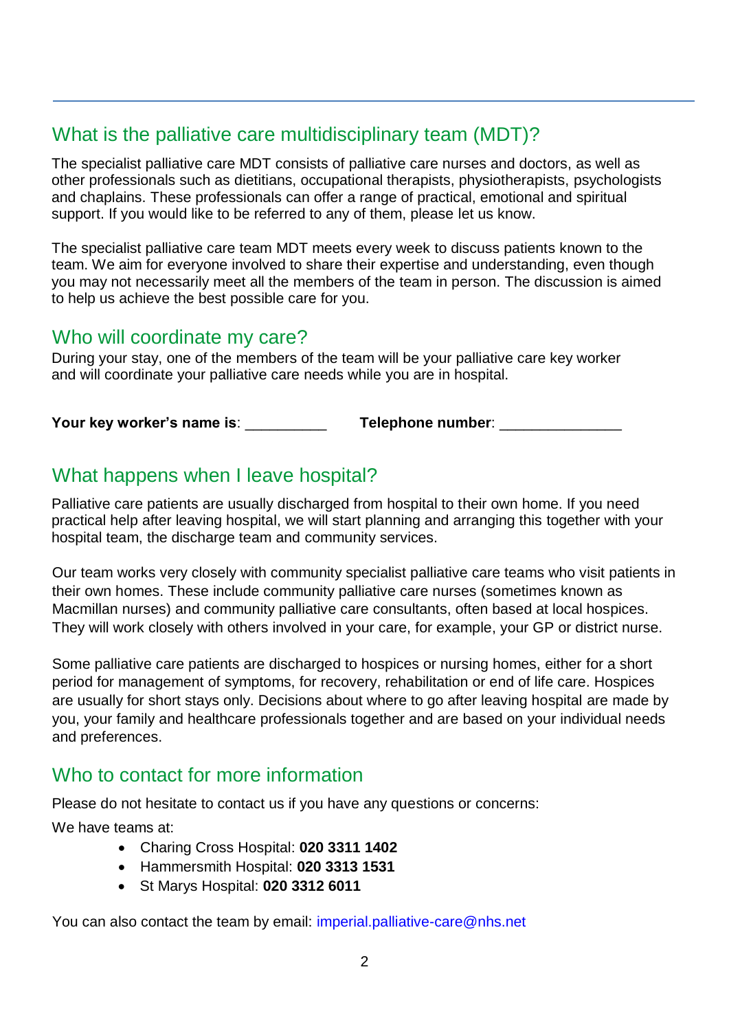## What is the palliative care multidisciplinary team (MDT)?

The specialist palliative care MDT consists of palliative care nurses and doctors, as well as other professionals such as dietitians, occupational therapists, physiotherapists, psychologists and chaplains. These professionals can offer a range of practical, emotional and spiritual support. If you would like to be referred to any of them, please let us know.

The specialist palliative care team MDT meets every week to discuss patients known to the team. We aim for everyone involved to share their expertise and understanding, even though you may not necessarily meet all the members of the team in person. The discussion is aimed to help us achieve the best possible care for you.

## Who will coordinate my care?

During your stay, one of the members of the team will be your palliative care key worker and will coordinate your palliative care needs while you are in hospital.

**Your key worker's name is**: __________ **Telephone number**: _______________

## What happens when I leave hospital?

Palliative care patients are usually discharged from hospital to their own home. If you need practical help after leaving hospital, we will start planning and arranging this together with your hospital team, the discharge team and community services.

Our team works very closely with community specialist palliative care teams who visit patients in their own homes. These include community palliative care nurses (sometimes known as Macmillan nurses) and community palliative care consultants, often based at local hospices. They will work closely with others involved in your care, for example, your GP or district nurse.

Some palliative care patients are discharged to hospices or nursing homes, either for a short period for management of symptoms, for recovery, rehabilitation or end of life care. Hospices are usually for short stays only. Decisions about where to go after leaving hospital are made by you, your family and healthcare professionals together and are based on your individual needs and preferences.

## Who to contact for more information

Please do not hesitate to contact us if you have any questions or concerns:

We have teams at:

- Charing Cross Hospital: **020 3311 1402**
- Hammersmith Hospital: **020 3313 1531**
- St Marys Hospital: **020 3312 6011**

You can also contact the team by email: imperial.palliative-care@nhs.net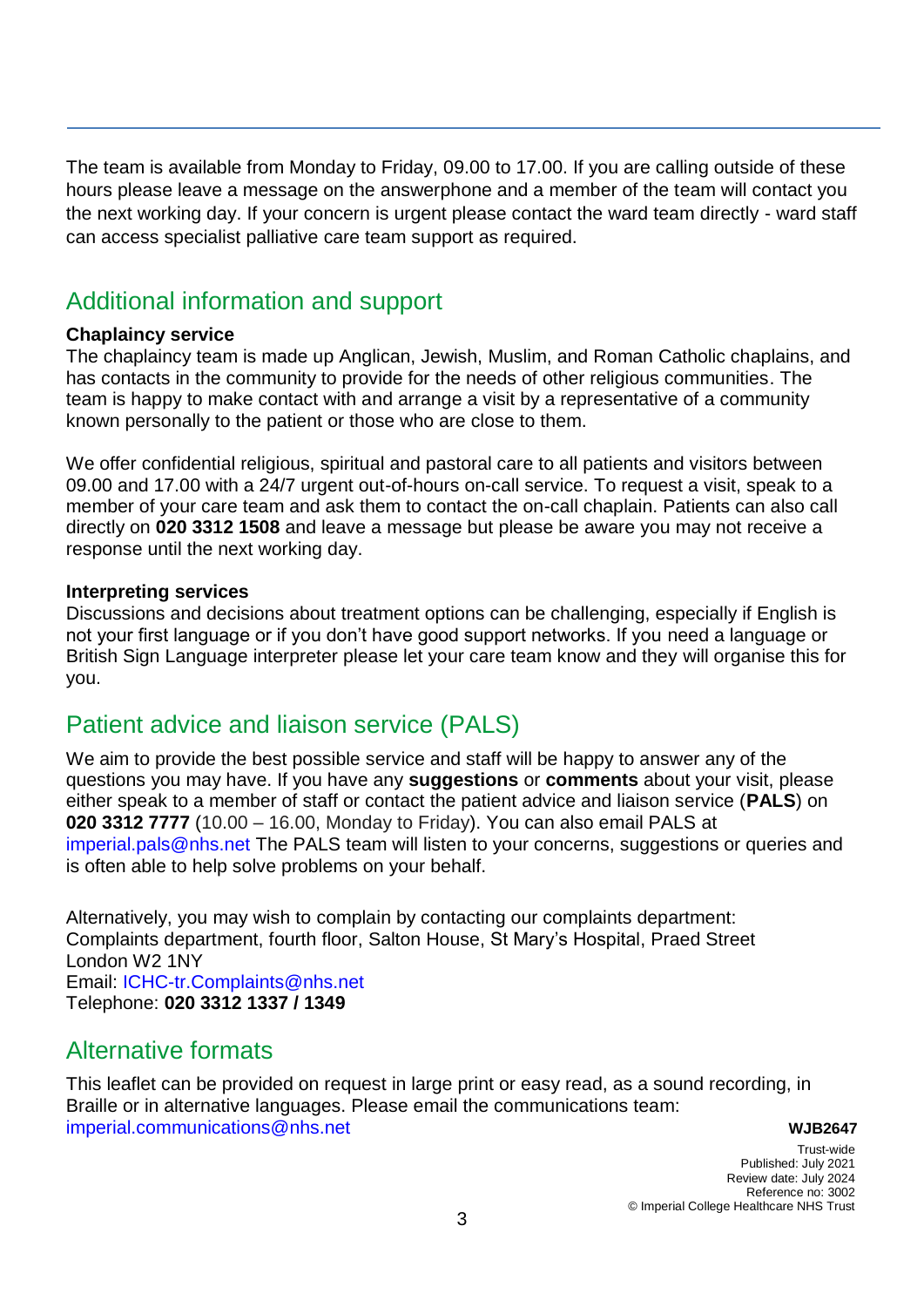The team is available from Monday to Friday, 09.00 to 17.00. If you are calling outside of these hours please leave a message on the answerphone and a member of the team will contact you the next working day. If your concern is urgent please contact the ward team directly - ward staff can access specialist palliative care team support as required.

## Additional information and support

**Chaplaincy service**
The chaplaincy team is made up Anglican, Jewish, Muslim, and Roman Catholic chaplains, and has contacts in the community to provide for the needs of other religious communities. The team is happy to make contact with and arrange a visit by a representative of a community known personally to the patient or those who are close to them.

We offer confidential religious, spiritual and pastoral care to all patients and visitors between 09.00 and 17.00 with a 24/7 urgent out-of-hours on-call service. To request a visit, speak to a member of your care team and ask them to contact the on-call chaplain. Patients can also call directly on **020 3312 1508** and leave a message but please be aware you may not receive a response until the next working day.

**Interpreting services**
Discussions and decisions about treatment options can be challenging, especially if English is not your first language or if you don't have good support networks. If you need a language or British Sign Language interpreter please let your care team know and they will organise this for you.

## Patient advice and liaison service (PALS)

We aim to provide the best possible service and staff will be happy to answer any of the questions you may have. If you have any **suggestions** or **comments** about your visit, please either speak to a member of staff or contact the patient advice and liaison service (**PALS**) on **020 3312 7777** (10.00 – 16.00, Monday to Friday). You can also email PALS at imperial.pals@nhs.net The PALS team will listen to your concerns, suggestions or queries and is often able to help solve problems on your behalf.

Alternatively, you may wish to complain by contacting our complaints department:
Complaints department, fourth floor, Salton House, St Mary's Hospital, Praed Street
London W2 1NY
Email: ICHC-tr.Complaints@nhs.net
Telephone: **020 3312 1337 / 1349**

## Alternative formats

This leaflet can be provided on request in large print or easy read, as a sound recording, in Braille or in alternative languages. Please email the communications team: imperial.communications@nhs.net

**WJB2647**

Trust-wide
Published: July 2021
Review date: July 2024
Reference no: 3002
© Imperial College Healthcare NHS Trust